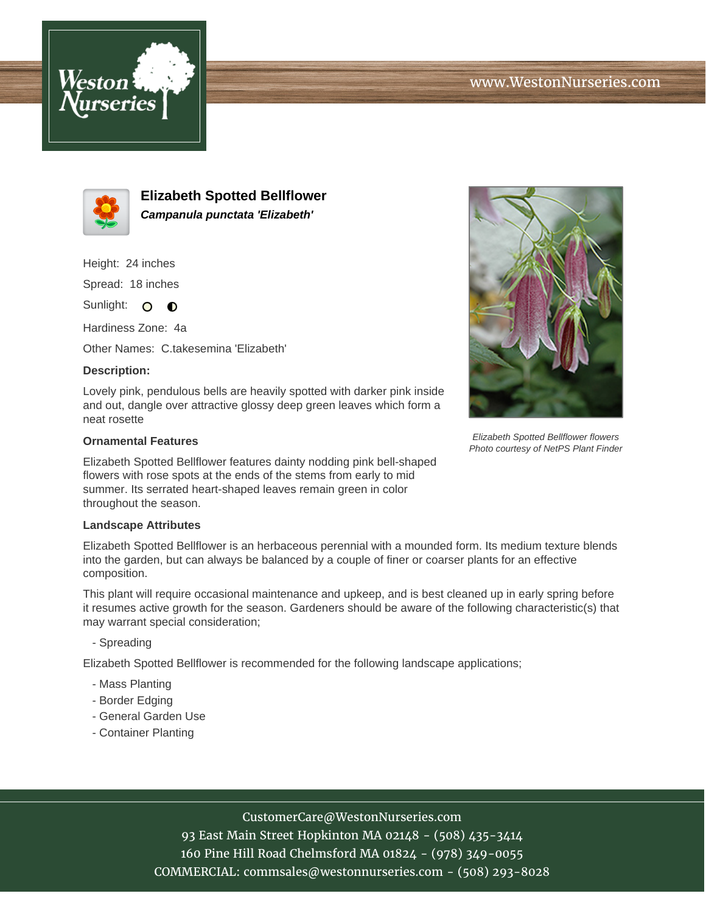www.WestonNurseries.com

# Elizabeth Spotted Bellflower

***Campanula punctata 'Elizabeth'***

Height: 24 inches

Spread: 18 inches

Sunlight:

Hardiness Zone: 4a

Other Names: C.takesemina 'Elizabeth'

**Description:**

Lovely pink, pendulous bells are heavily spotted with darker pink inside and out, dangle over attractive glossy deep green leaves which form a neat rosette

*Elizabeth Spotted Bellflower flowers*
*Photo courtesy of NetPS Plant Finder*

### Ornamental Features

Elizabeth Spotted Bellflower features dainty nodding pink bell-shaped flowers with rose spots at the ends of the stems from early to mid summer. Its serrated heart-shaped leaves remain green in color throughout the season.

### Landscape Attributes

Elizabeth Spotted Bellflower is an herbaceous perennial with a mounded form. Its medium texture blends into the garden, but can always be balanced by a couple of finer or coarser plants for an effective composition.

This plant will require occasional maintenance and upkeep, and is best cleaned up in early spring before it resumes active growth for the season. Gardeners should be aware of the following characteristic(s) that may warrant special consideration;

- Spreading

Elizabeth Spotted Bellflower is recommended for the following landscape applications;

- Mass Planting
- Border Edging
- General Garden Use
- Container Planting

CustomerCare@WestonNurseries.com
93 East Main Street Hopkinton MA 02148 - (508) 435-3414
160 Pine Hill Road Chelmsford MA 01824 - (978) 349-0055
COMMERCIAL: commsales@westonnurseries.com - (508) 293-8028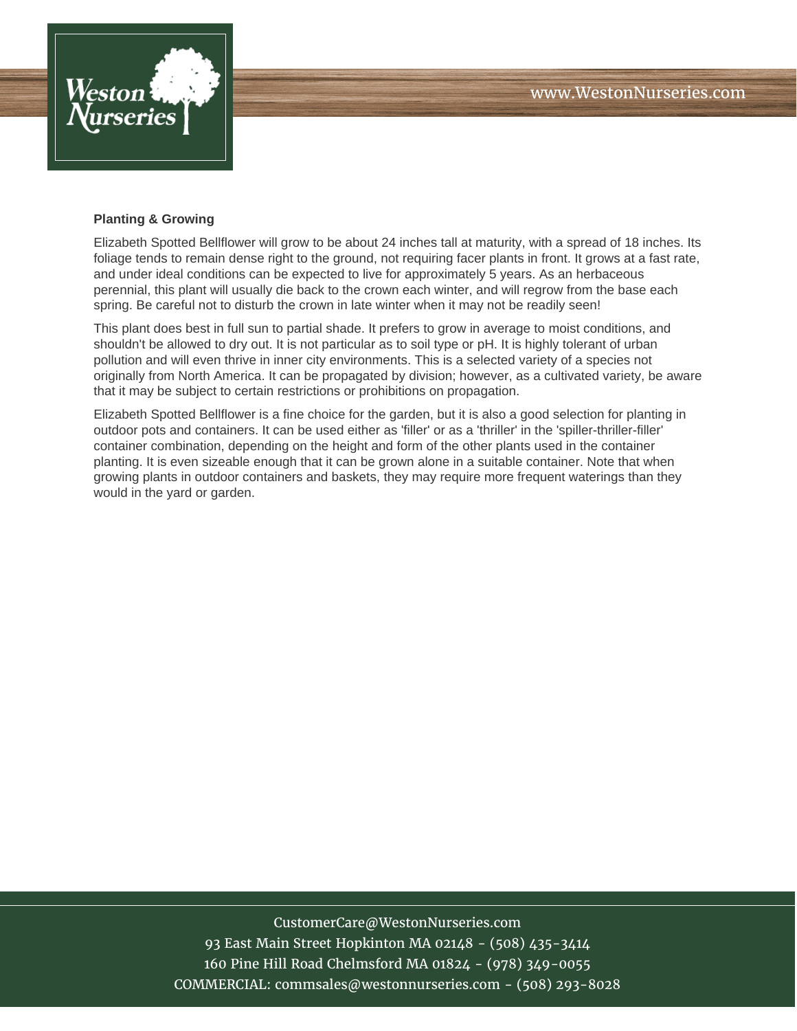**Planting & Growing**

Elizabeth Spotted Bellflower will grow to be about 24 inches tall at maturity, with a spread of 18 inches. Its foliage tends to remain dense right to the ground, not requiring facer plants in front. It grows at a fast rate, and under ideal conditions can be expected to live for approximately 5 years. As an herbaceous perennial, this plant will usually die back to the crown each winter, and will regrow from the base each spring. Be careful not to disturb the crown in late winter when it may not be readily seen!

This plant does best in full sun to partial shade. It prefers to grow in average to moist conditions, and shouldn't be allowed to dry out. It is not particular as to soil type or pH. It is highly tolerant of urban pollution and will even thrive in inner city environments. This is a selected variety of a species not originally from North America. It can be propagated by division; however, as a cultivated variety, be aware that it may be subject to certain restrictions or prohibitions on propagation.

Elizabeth Spotted Bellflower is a fine choice for the garden, but it is also a good selection for planting in outdoor pots and containers. It can be used either as 'filler' or as a 'thriller' in the 'spiller-thriller-filler' container combination, depending on the height and form of the other plants used in the container planting. It is even sizeable enough that it can be grown alone in a suitable container. Note that when growing plants in outdoor containers and baskets, they may require more frequent waterings than they would in the yard or garden.